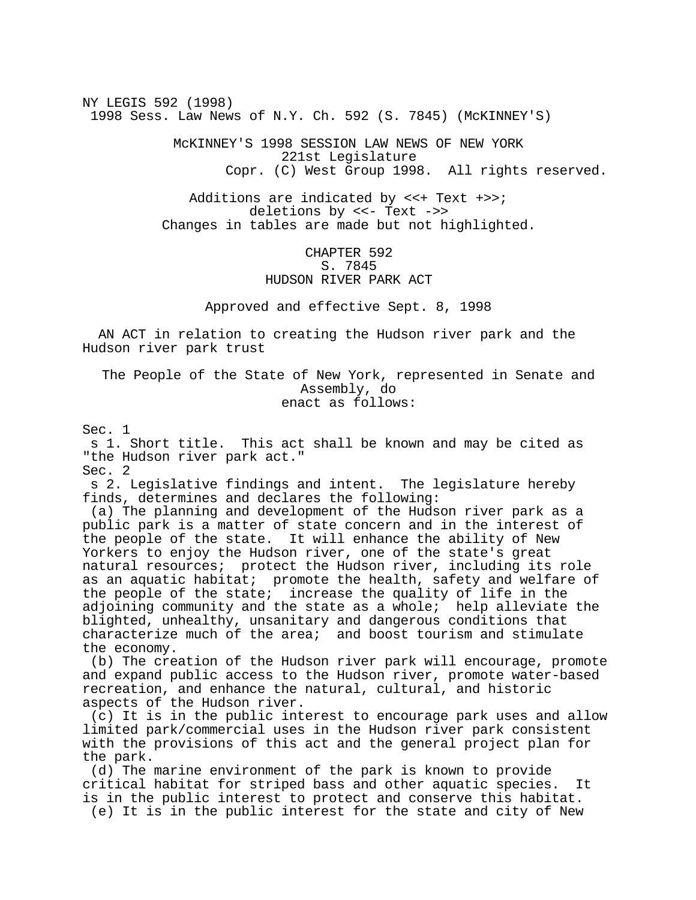NY LEGIS 592 (1998)
1998 Sess. Law News of N.Y. Ch. 592 (S. 7845) (McKINNEY'S)

McKINNEY'S 1998 SESSION LAW NEWS OF NEW YORK
221st Legislature
Copr. (C) West Group 1998. All rights reserved.

Additions are indicated by <<+ Text +>>;
deletions by <<- Text ->>
Changes in tables are made but not highlighted.

# CHAPTER 592
## S. 7845
## HUDSON RIVER PARK ACT

Approved and effective Sept. 8, 1998

AN ACT in relation to creating the Hudson river park and the Hudson river park trust

The People of the State of New York, represented in Senate and Assembly, do enact as follows:

Sec. 1

s 1. Short title. This act shall be known and may be cited as "the Hudson river park act."

Sec. 2

s 2. Legislative findings and intent. The legislature hereby finds, determines and declares the following:

(a) The planning and development of the Hudson river park as a public park is a matter of state concern and in the interest of the people of the state. It will enhance the ability of New Yorkers to enjoy the Hudson river, one of the state's great natural resources; protect the Hudson river, including its role as an aquatic habitat; promote the health, safety and welfare of the people of the state; increase the quality of life in the adjoining community and the state as a whole; help alleviate the blighted, unhealthy, unsanitary and dangerous conditions that characterize much of the area; and boost tourism and stimulate the economy.

(b) The creation of the Hudson river park will encourage, promote and expand public access to the Hudson river, promote water-based recreation, and enhance the natural, cultural, and historic aspects of the Hudson river.

(c) It is in the public interest to encourage park uses and allow limited park/commercial uses in the Hudson river park consistent with the provisions of this act and the general project plan for the park.

(d) The marine environment of the park is known to provide critical habitat for striped bass and other aquatic species. It is in the public interest to protect and conserve this habitat.

(e) It is in the public interest for the state and city of New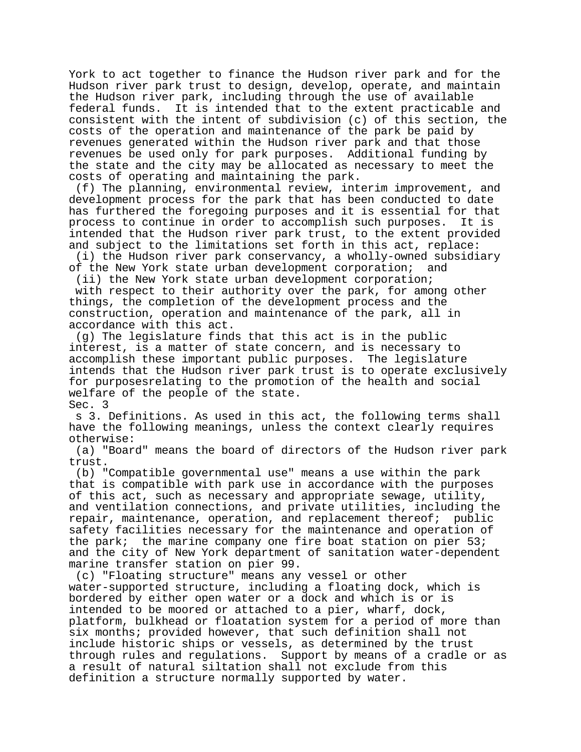York to act together to finance the Hudson river park and for the Hudson river park trust to design, develop, operate, and maintain the Hudson river park, including through the use of available federal funds. It is intended that to the extent practicable and consistent with the intent of subdivision (c) of this section, the costs of the operation and maintenance of the park be paid by revenues generated within the Hudson river park and that those revenues be used only for park purposes. Additional funding by the state and the city may be allocated as necessary to meet the costs of operating and maintaining the park.

(f) The planning, environmental review, interim improvement, and development process for the park that has been conducted to date has furthered the foregoing purposes and it is essential for that process to continue in order to accomplish such purposes. It is intended that the Hudson river park trust, to the extent provided and subject to the limitations set forth in this act, replace:

(i) the Hudson river park conservancy, a wholly-owned subsidiary of the New York state urban development corporation; and

(ii) the New York state urban development corporation;

with respect to their authority over the park, for among other things, the completion of the development process and the construction, operation and maintenance of the park, all in accordance with this act.

(g) The legislature finds that this act is in the public interest, is a matter of state concern, and is necessary to accomplish these important public purposes. The legislature intends that the Hudson river park trust is to operate exclusively for purposesrelating to the promotion of the health and social welfare of the people of the state.

Sec. 3

s 3. Definitions. As used in this act, the following terms shall have the following meanings, unless the context clearly requires otherwise:

(a) "Board" means the board of directors of the Hudson river park trust.

(b) "Compatible governmental use" means a use within the park that is compatible with park use in accordance with the purposes of this act, such as necessary and appropriate sewage, utility, and ventilation connections, and private utilities, including the repair, maintenance, operation, and replacement thereof; public safety facilities necessary for the maintenance and operation of the park; the marine company one fire boat station on pier 53; and the city of New York department of sanitation water-dependent marine transfer station on pier 99.

(c) "Floating structure" means any vessel or other water-supported structure, including a floating dock, which is bordered by either open water or a dock and which is or is intended to be moored or attached to a pier, wharf, dock, platform, bulkhead or floatation system for a period of more than six months; provided however, that such definition shall not include historic ships or vessels, as determined by the trust through rules and regulations. Support by means of a cradle or as a result of natural siltation shall not exclude from this definition a structure normally supported by water.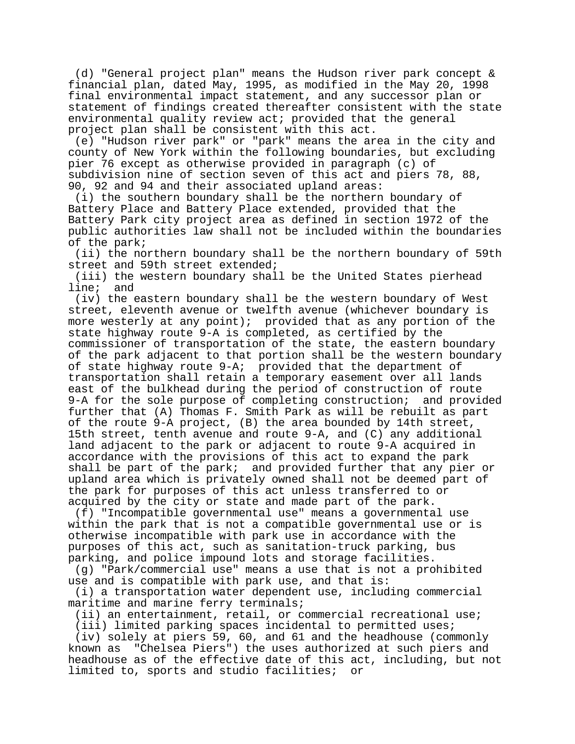(d) "General project plan" means the Hudson river park concept & financial plan, dated May, 1995, as modified in the May 20, 1998 final environmental impact statement, and any successor plan or statement of findings created thereafter consistent with the state environmental quality review act; provided that the general project plan shall be consistent with this act.

(e) "Hudson river park" or "park" means the area in the city and county of New York within the following boundaries, but excluding pier 76 except as otherwise provided in paragraph (c) of subdivision nine of section seven of this act and piers 78, 88, 90, 92 and 94 and their associated upland areas:

(i) the southern boundary shall be the northern boundary of Battery Place and Battery Place extended, provided that the Battery Park city project area as defined in section 1972 of the public authorities law shall not be included within the boundaries of the park;

(ii) the northern boundary shall be the northern boundary of 59th street and 59th street extended;

(iii) the western boundary shall be the United States pierhead line; and

(iv) the eastern boundary shall be the western boundary of West street, eleventh avenue or twelfth avenue (whichever boundary is more westerly at any point); provided that as any portion of the state highway route 9-A is completed, as certified by the commissioner of transportation of the state, the eastern boundary of the park adjacent to that portion shall be the western boundary of state highway route 9-A; provided that the department of transportation shall retain a temporary easement over all lands east of the bulkhead during the period of construction of route 9-A for the sole purpose of completing construction; and provided further that (A) Thomas F. Smith Park as will be rebuilt as part of the route 9-A project, (B) the area bounded by 14th street, 15th street, tenth avenue and route 9-A, and (C) any additional land adjacent to the park or adjacent to route 9-A acquired in accordance with the provisions of this act to expand the park shall be part of the park; and provided further that any pier or upland area which is privately owned shall not be deemed part of the park for purposes of this act unless transferred to or acquired by the city or state and made part of the park.

(f) "Incompatible governmental use" means a governmental use within the park that is not a compatible governmental use or is otherwise incompatible with park use in accordance with the purposes of this act, such as sanitation-truck parking, bus parking, and police impound lots and storage facilities.

(g) "Park/commercial use" means a use that is not a prohibited use and is compatible with park use, and that is:

(i) a transportation water dependent use, including commercial maritime and marine ferry terminals;

(ii) an entertainment, retail, or commercial recreational use;

(iii) limited parking spaces incidental to permitted uses;

(iv) solely at piers 59, 60, and 61 and the headhouse (commonly known as "Chelsea Piers") the uses authorized at such piers and headhouse as of the effective date of this act, including, but not limited to, sports and studio facilities; or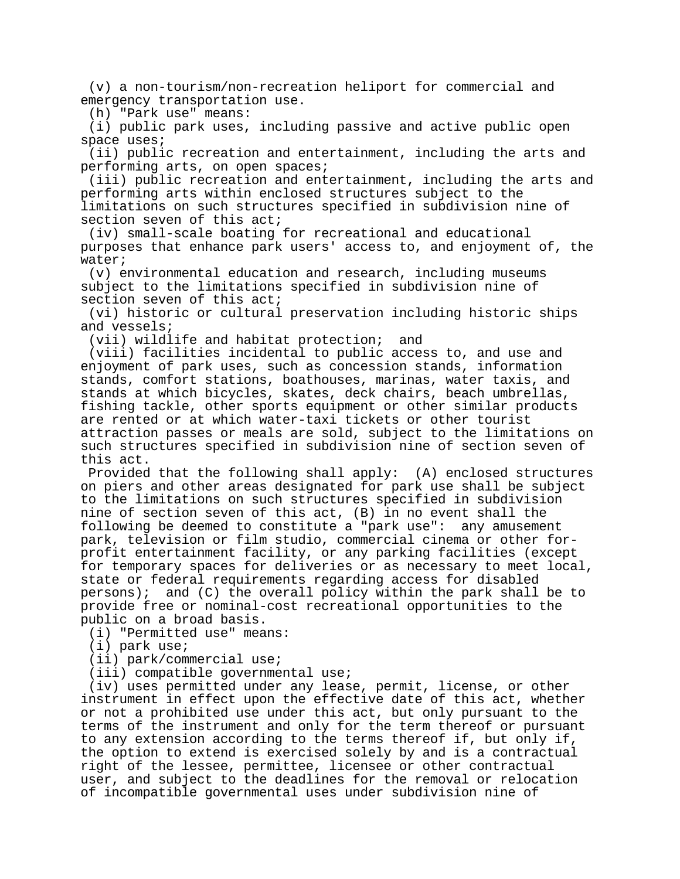(v) a non-tourism/non-recreation heliport for commercial and emergency transportation use.

(h) "Park use" means:

(i) public park uses, including passive and active public open space uses;

(ii) public recreation and entertainment, including the arts and performing arts, on open spaces;

(iii) public recreation and entertainment, including the arts and performing arts within enclosed structures subject to the limitations on such structures specified in subdivision nine of section seven of this act;

(iv) small-scale boating for recreational and educational purposes that enhance park users' access to, and enjoyment of, the water;

(v) environmental education and research, including museums subject to the limitations specified in subdivision nine of section seven of this act;

(vi) historic or cultural preservation including historic ships and vessels;

(vii) wildlife and habitat protection; and

(viii) facilities incidental to public access to, and use and enjoyment of park uses, such as concession stands, information stands, comfort stations, boathouses, marinas, water taxis, and stands at which bicycles, skates, deck chairs, beach umbrellas, fishing tackle, other sports equipment or other similar products are rented or at which water-taxi tickets or other tourist attraction passes or meals are sold, subject to the limitations on such structures specified in subdivision nine of section seven of this act.

Provided that the following shall apply: (A) enclosed structures on piers and other areas designated for park use shall be subject to the limitations on such structures specified in subdivision nine of section seven of this act, (B) in no event shall the following be deemed to constitute a "park use": any amusement park, television or film studio, commercial cinema or other for-profit entertainment facility, or any parking facilities (except for temporary spaces for deliveries or as necessary to meet local, state or federal requirements regarding access for disabled persons); and (C) the overall policy within the park shall be to provide free or nominal-cost recreational opportunities to the public on a broad basis.

(i) "Permitted use" means:

(i) park use;

(ii) park/commercial use;

(iii) compatible governmental use;

(iv) uses permitted under any lease, permit, license, or other instrument in effect upon the effective date of this act, whether or not a prohibited use under this act, but only pursuant to the terms of the instrument and only for the term thereof or pursuant to any extension according to the terms thereof if, but only if, the option to extend is exercised solely by and is a contractual right of the lessee, permittee, licensee or other contractual user, and subject to the deadlines for the removal or relocation of incompatible governmental uses under subdivision nine of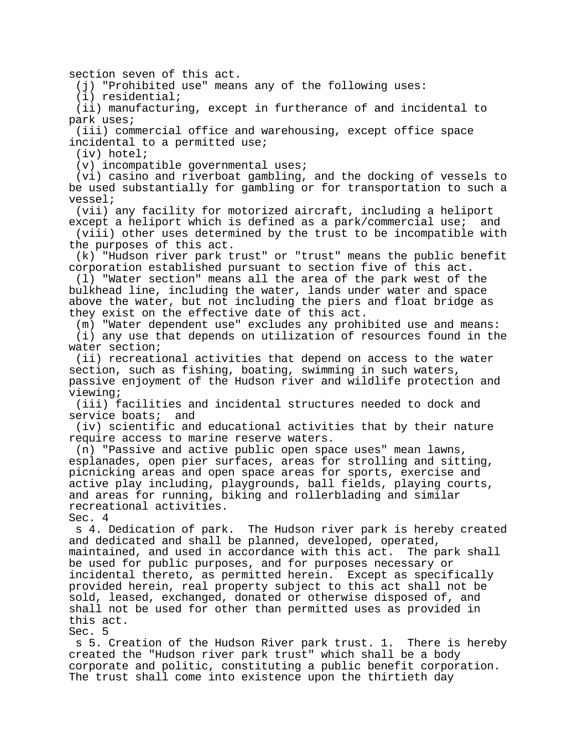section seven of this act.

(j) "Prohibited use" means any of the following uses:

(i) residential;

(ii) manufacturing, except in furtherance of and incidental to park uses;

(iii) commercial office and warehousing, except office space incidental to a permitted use;

(iv) hotel;

(v) incompatible governmental uses;

(vi) casino and riverboat gambling, and the docking of vessels to be used substantially for gambling or for transportation to such a vessel;

(vii) any facility for motorized aircraft, including a heliport except a heliport which is defined as a park/commercial use; and

(viii) other uses determined by the trust to be incompatible with the purposes of this act.

(k) "Hudson river park trust" or "trust" means the public benefit corporation established pursuant to section five of this act.

(l) "Water section" means all the area of the park west of the bulkhead line, including the water, lands under water and space above the water, but not including the piers and float bridge as they exist on the effective date of this act.

(m) "Water dependent use" excludes any prohibited use and means:

(i) any use that depends on utilization of resources found in the water section;

(ii) recreational activities that depend on access to the water section, such as fishing, boating, swimming in such waters, passive enjoyment of the Hudson river and wildlife protection and viewing;

(iii) facilities and incidental structures needed to dock and service boats; and

(iv) scientific and educational activities that by their nature require access to marine reserve waters.

(n) "Passive and active public open space uses" mean lawns, esplanades, open pier surfaces, areas for strolling and sitting, picnicking areas and open space areas for sports, exercise and active play including, playgrounds, ball fields, playing courts, and areas for running, biking and rollerblading and similar recreational activities.

Sec. 4

s 4. Dedication of park. The Hudson river park is hereby created and dedicated and shall be planned, developed, operated, maintained, and used in accordance with this act. The park shall be used for public purposes, and for purposes necessary or incidental thereto, as permitted herein. Except as specifically provided herein, real property subject to this act shall not be sold, leased, exchanged, donated or otherwise disposed of, and shall not be used for other than permitted uses as provided in this act.

Sec. 5

s 5. Creation of the Hudson River park trust. 1. There is hereby created the "Hudson river park trust" which shall be a body corporate and politic, constituting a public benefit corporation. The trust shall come into existence upon the thirtieth day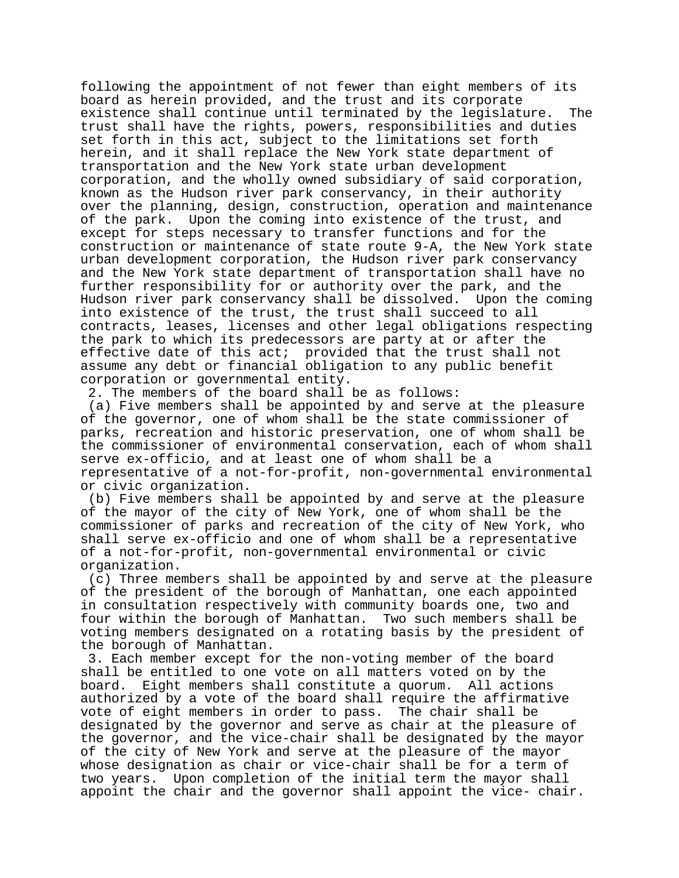following the appointment of not fewer than eight members of its board as herein provided, and the trust and its corporate existence shall continue until terminated by the legislature. The trust shall have the rights, powers, responsibilities and duties set forth in this act, subject to the limitations set forth herein, and it shall replace the New York state department of transportation and the New York state urban development corporation, and the wholly owned subsidiary of said corporation, known as the Hudson river park conservancy, in their authority over the planning, design, construction, operation and maintenance of the park. Upon the coming into existence of the trust, and except for steps necessary to transfer functions and for the construction or maintenance of state route 9-A, the New York state urban development corporation, the Hudson river park conservancy and the New York state department of transportation shall have no further responsibility for or authority over the park, and the Hudson river park conservancy shall be dissolved. Upon the coming into existence of the trust, the trust shall succeed to all contracts, leases, licenses and other legal obligations respecting the park to which its predecessors are party at or after the effective date of this act; provided that the trust shall not assume any debt or financial obligation to any public benefit corporation or governmental entity.

2. The members of the board shall be as follows:

(a) Five members shall be appointed by and serve at the pleasure of the governor, one of whom shall be the state commissioner of parks, recreation and historic preservation, one of whom shall be the commissioner of environmental conservation, each of whom shall serve ex-officio, and at least one of whom shall be a representative of a not-for-profit, non-governmental environmental or civic organization.

(b) Five members shall be appointed by and serve at the pleasure of the mayor of the city of New York, one of whom shall be the commissioner of parks and recreation of the city of New York, who shall serve ex-officio and one of whom shall be a representative of a not-for-profit, non-governmental environmental or civic organization.

(c) Three members shall be appointed by and serve at the pleasure of the president of the borough of Manhattan, one each appointed in consultation respectively with community boards one, two and four within the borough of Manhattan. Two such members shall be voting members designated on a rotating basis by the president of the borough of Manhattan.

3. Each member except for the non-voting member of the board shall be entitled to one vote on all matters voted on by the board. Eight members shall constitute a quorum. All actions authorized by a vote of the board shall require the affirmative vote of eight members in order to pass. The chair shall be designated by the governor and serve as chair at the pleasure of the governor, and the vice-chair shall be designated by the mayor of the city of New York and serve at the pleasure of the mayor whose designation as chair or vice-chair shall be for a term of two years. Upon completion of the initial term the mayor shall appoint the chair and the governor shall appoint the vice- chair.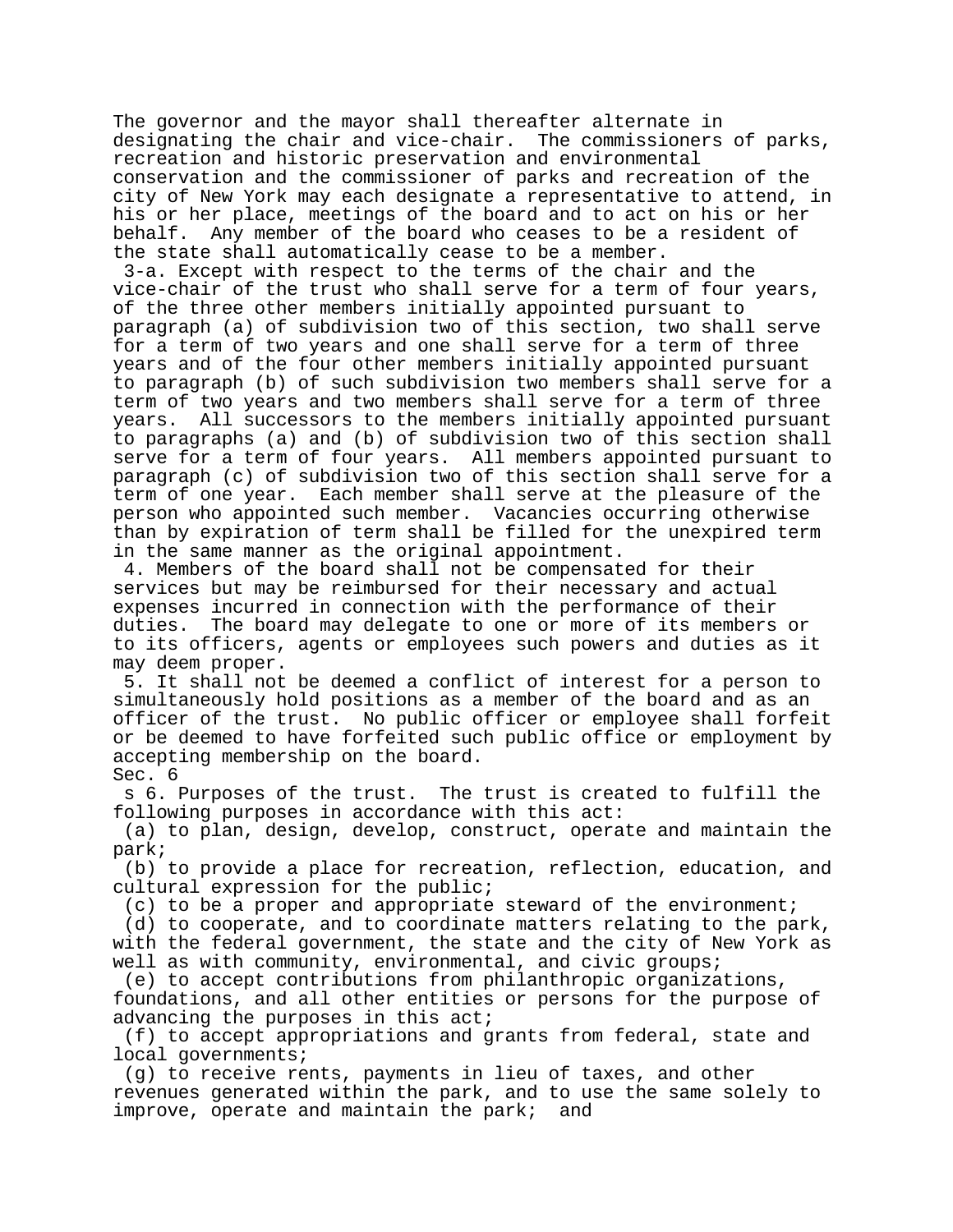The governor and the mayor shall thereafter alternate in designating the chair and vice-chair. The commissioners of parks, recreation and historic preservation and environmental conservation and the commissioner of parks and recreation of the city of New York may each designate a representative to attend, in his or her place, meetings of the board and to act on his or her behalf. Any member of the board who ceases to be a resident of the state shall automatically cease to be a member.

3-a. Except with respect to the terms of the chair and the vice-chair of the trust who shall serve for a term of four years, of the three other members initially appointed pursuant to paragraph (a) of subdivision two of this section, two shall serve for a term of two years and one shall serve for a term of three years and of the four other members initially appointed pursuant to paragraph (b) of such subdivision two members shall serve for a term of two years and two members shall serve for a term of three years. All successors to the members initially appointed pursuant to paragraphs (a) and (b) of subdivision two of this section shall serve for a term of four years. All members appointed pursuant to paragraph (c) of subdivision two of this section shall serve for a term of one year. Each member shall serve at the pleasure of the person who appointed such member. Vacancies occurring otherwise than by expiration of term shall be filled for the unexpired term in the same manner as the original appointment.

4. Members of the board shall not be compensated for their services but may be reimbursed for their necessary and actual expenses incurred in connection with the performance of their duties. The board may delegate to one or more of its members or to its officers, agents or employees such powers and duties as it may deem proper.

5. It shall not be deemed a conflict of interest for a person to simultaneously hold positions as a member of the board and as an officer of the trust. No public officer or employee shall forfeit or be deemed to have forfeited such public office or employment by accepting membership on the board.

Sec. 6

s 6. Purposes of the trust. The trust is created to fulfill the following purposes in accordance with this act:

(a) to plan, design, develop, construct, operate and maintain the park;

(b) to provide a place for recreation, reflection, education, and cultural expression for the public;

(c) to be a proper and appropriate steward of the environment;

(d) to cooperate, and to coordinate matters relating to the park, with the federal government, the state and the city of New York as well as with community, environmental, and civic groups;

(e) to accept contributions from philanthropic organizations, foundations, and all other entities or persons for the purpose of advancing the purposes in this act;

(f) to accept appropriations and grants from federal, state and local governments;

(g) to receive rents, payments in lieu of taxes, and other revenues generated within the park, and to use the same solely to improve, operate and maintain the park; and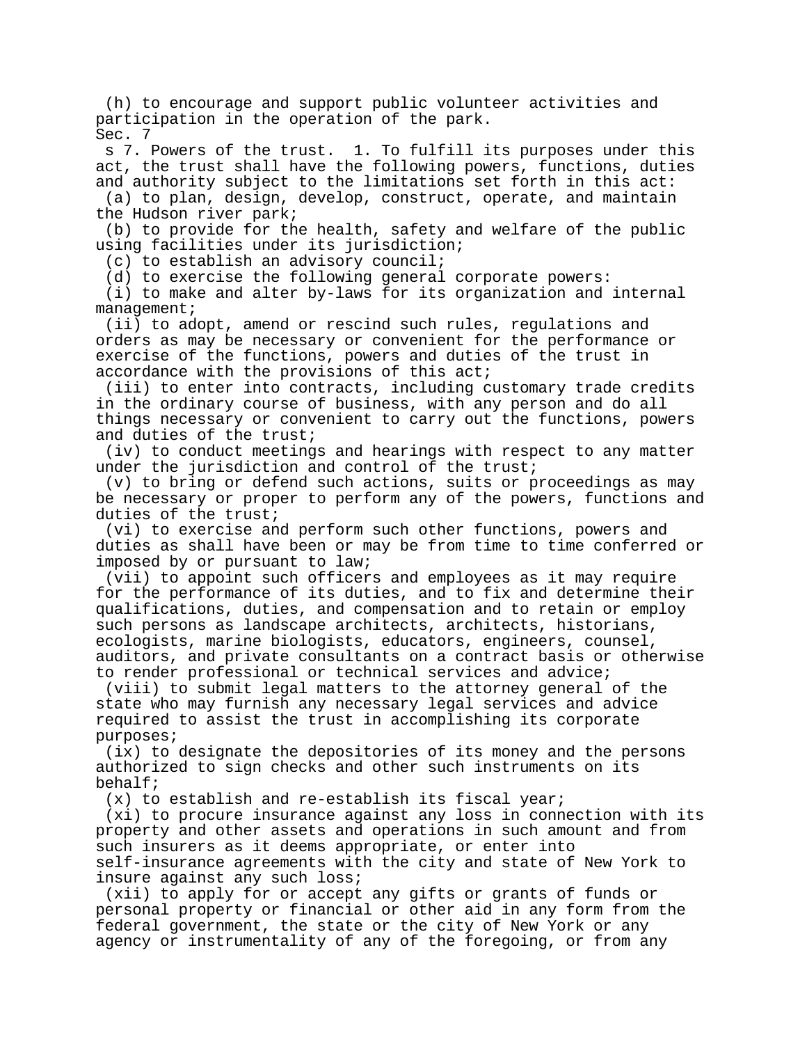(h) to encourage and support public volunteer activities and participation in the operation of the park.

Sec. 7

s 7. Powers of the trust. 1. To fulfill its purposes under this act, the trust shall have the following powers, functions, duties and authority subject to the limitations set forth in this act:

(a) to plan, design, develop, construct, operate, and maintain the Hudson river park;

(b) to provide for the health, safety and welfare of the public using facilities under its jurisdiction;

(c) to establish an advisory council;

(d) to exercise the following general corporate powers:

(i) to make and alter by-laws for its organization and internal management;

(ii) to adopt, amend or rescind such rules, regulations and orders as may be necessary or convenient for the performance or exercise of the functions, powers and duties of the trust in accordance with the provisions of this act;

(iii) to enter into contracts, including customary trade credits in the ordinary course of business, with any person and do all things necessary or convenient to carry out the functions, powers and duties of the trust;

(iv) to conduct meetings and hearings with respect to any matter under the jurisdiction and control of the trust;

(v) to bring or defend such actions, suits or proceedings as may be necessary or proper to perform any of the powers, functions and duties of the trust;

(vi) to exercise and perform such other functions, powers and duties as shall have been or may be from time to time conferred or imposed by or pursuant to law;

(vii) to appoint such officers and employees as it may require for the performance of its duties, and to fix and determine their qualifications, duties, and compensation and to retain or employ such persons as landscape architects, architects, historians, ecologists, marine biologists, educators, engineers, counsel, auditors, and private consultants on a contract basis or otherwise to render professional or technical services and advice;

(viii) to submit legal matters to the attorney general of the state who may furnish any necessary legal services and advice required to assist the trust in accomplishing its corporate purposes;

(ix) to designate the depositories of its money and the persons authorized to sign checks and other such instruments on its behalf;

(x) to establish and re-establish its fiscal year;

(xi) to procure insurance against any loss in connection with its property and other assets and operations in such amount and from such insurers as it deems appropriate, or enter into self-insurance agreements with the city and state of New York to insure against any such loss;

(xii) to apply for or accept any gifts or grants of funds or personal property or financial or other aid in any form from the federal government, the state or the city of New York or any agency or instrumentality of any of the foregoing, or from any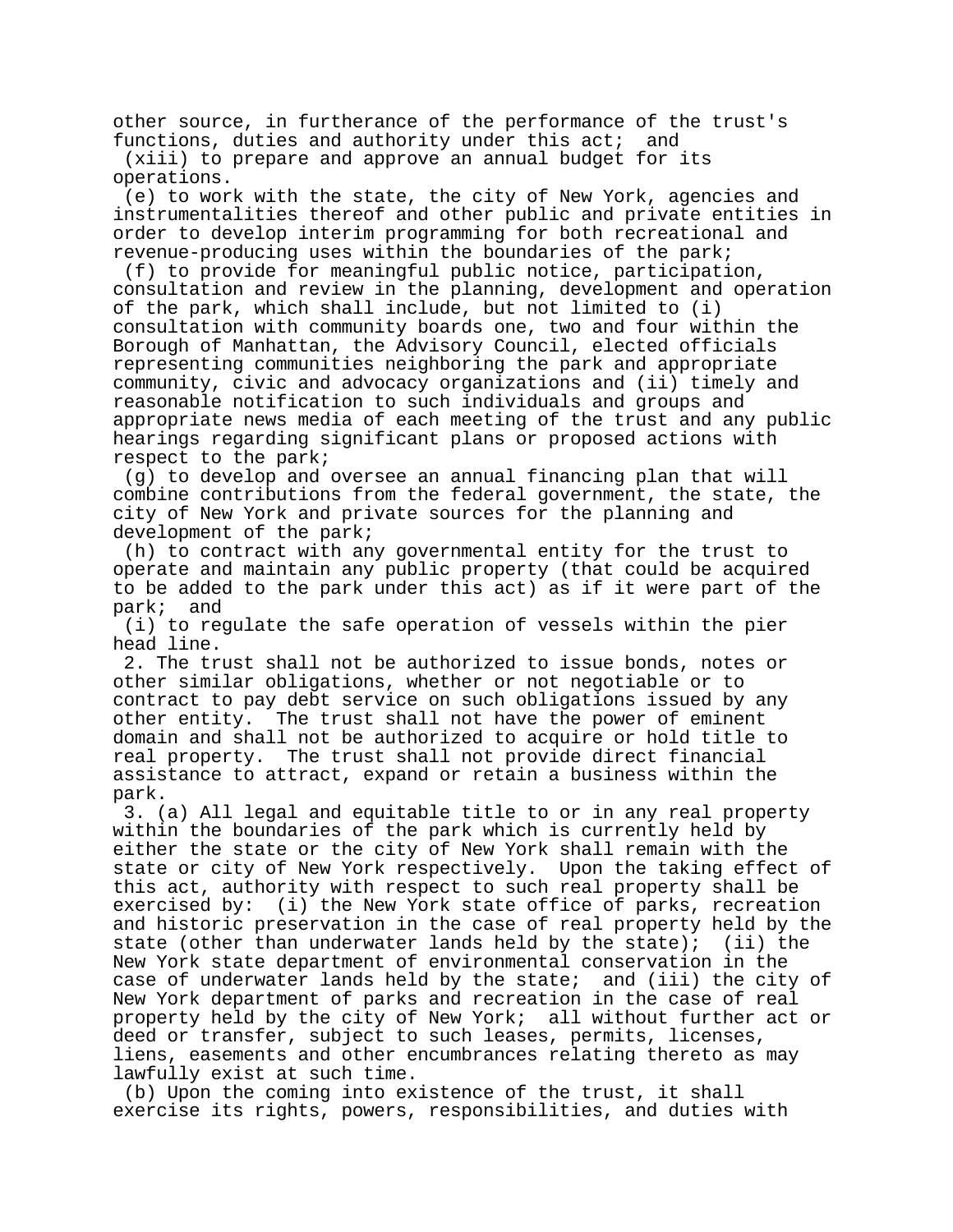other source, in furtherance of the performance of the trust's functions, duties and authority under this act; and

(xiii) to prepare and approve an annual budget for its operations.

(e) to work with the state, the city of New York, agencies and instrumentalities thereof and other public and private entities in order to develop interim programming for both recreational and revenue-producing uses within the boundaries of the park;

(f) to provide for meaningful public notice, participation, consultation and review in the planning, development and operation of the park, which shall include, but not limited to (i) consultation with community boards one, two and four within the Borough of Manhattan, the Advisory Council, elected officials representing communities neighboring the park and appropriate community, civic and advocacy organizations and (ii) timely and reasonable notification to such individuals and groups and appropriate news media of each meeting of the trust and any public hearings regarding significant plans or proposed actions with respect to the park;

(g) to develop and oversee an annual financing plan that will combine contributions from the federal government, the state, the city of New York and private sources for the planning and development of the park;

(h) to contract with any governmental entity for the trust to operate and maintain any public property (that could be acquired to be added to the park under this act) as if it were part of the park; and

(i) to regulate the safe operation of vessels within the pier head line.

2. The trust shall not be authorized to issue bonds, notes or other similar obligations, whether or not negotiable or to contract to pay debt service on such obligations issued by any other entity. The trust shall not have the power of eminent domain and shall not be authorized to acquire or hold title to real property. The trust shall not provide direct financial assistance to attract, expand or retain a business within the park.

3. (a) All legal and equitable title to or in any real property within the boundaries of the park which is currently held by either the state or the city of New York shall remain with the state or city of New York respectively. Upon the taking effect of this act, authority with respect to such real property shall be exercised by: (i) the New York state office of parks, recreation and historic preservation in the case of real property held by the state (other than underwater lands held by the state); (ii) the New York state department of environmental conservation in the case of underwater lands held by the state; and (iii) the city of New York department of parks and recreation in the case of real property held by the city of New York; all without further act or deed or transfer, subject to such leases, permits, licenses, liens, easements and other encumbrances relating thereto as may lawfully exist at such time.

(b) Upon the coming into existence of the trust, it shall exercise its rights, powers, responsibilities, and duties with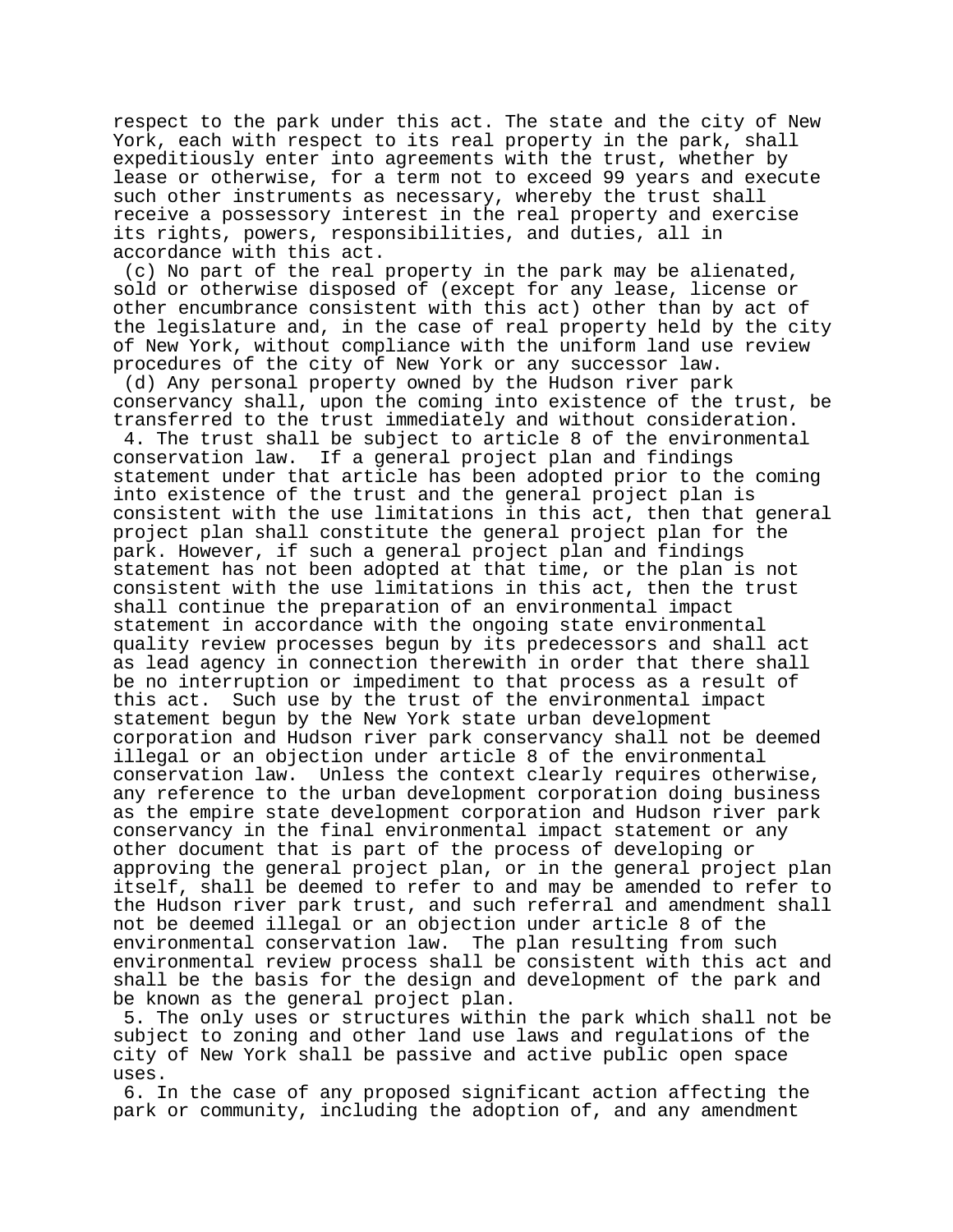respect to the park under this act. The state and the city of New York, each with respect to its real property in the park, shall expeditiously enter into agreements with the trust, whether by lease or otherwise, for a term not to exceed 99 years and execute such other instruments as necessary, whereby the trust shall receive a possessory interest in the real property and exercise its rights, powers, responsibilities, and duties, all in accordance with this act.

(c) No part of the real property in the park may be alienated, sold or otherwise disposed of (except for any lease, license or other encumbrance consistent with this act) other than by act of the legislature and, in the case of real property held by the city of New York, without compliance with the uniform land use review procedures of the city of New York or any successor law.

(d) Any personal property owned by the Hudson river park conservancy shall, upon the coming into existence of the trust, be transferred to the trust immediately and without consideration.

4. The trust shall be subject to article 8 of the environmental conservation law. If a general project plan and findings statement under that article has been adopted prior to the coming into existence of the trust and the general project plan is consistent with the use limitations in this act, then that general project plan shall constitute the general project plan for the park. However, if such a general project plan and findings statement has not been adopted at that time, or the plan is not consistent with the use limitations in this act, then the trust shall continue the preparation of an environmental impact statement in accordance with the ongoing state environmental quality review processes begun by its predecessors and shall act as lead agency in connection therewith in order that there shall be no interruption or impediment to that process as a result of this act. Such use by the trust of the environmental impact statement begun by the New York state urban development corporation and Hudson river park conservancy shall not be deemed illegal or an objection under article 8 of the environmental conservation law. Unless the context clearly requires otherwise, any reference to the urban development corporation doing business as the empire state development corporation and Hudson river park conservancy in the final environmental impact statement or any other document that is part of the process of developing or approving the general project plan, or in the general project plan itself, shall be deemed to refer to and may be amended to refer to the Hudson river park trust, and such referral and amendment shall not be deemed illegal or an objection under article 8 of the environmental conservation law. The plan resulting from such environmental review process shall be consistent with this act and shall be the basis for the design and development of the park and be known as the general project plan.

5. The only uses or structures within the park which shall not be subject to zoning and other land use laws and regulations of the city of New York shall be passive and active public open space uses.

6. In the case of any proposed significant action affecting the park or community, including the adoption of, and any amendment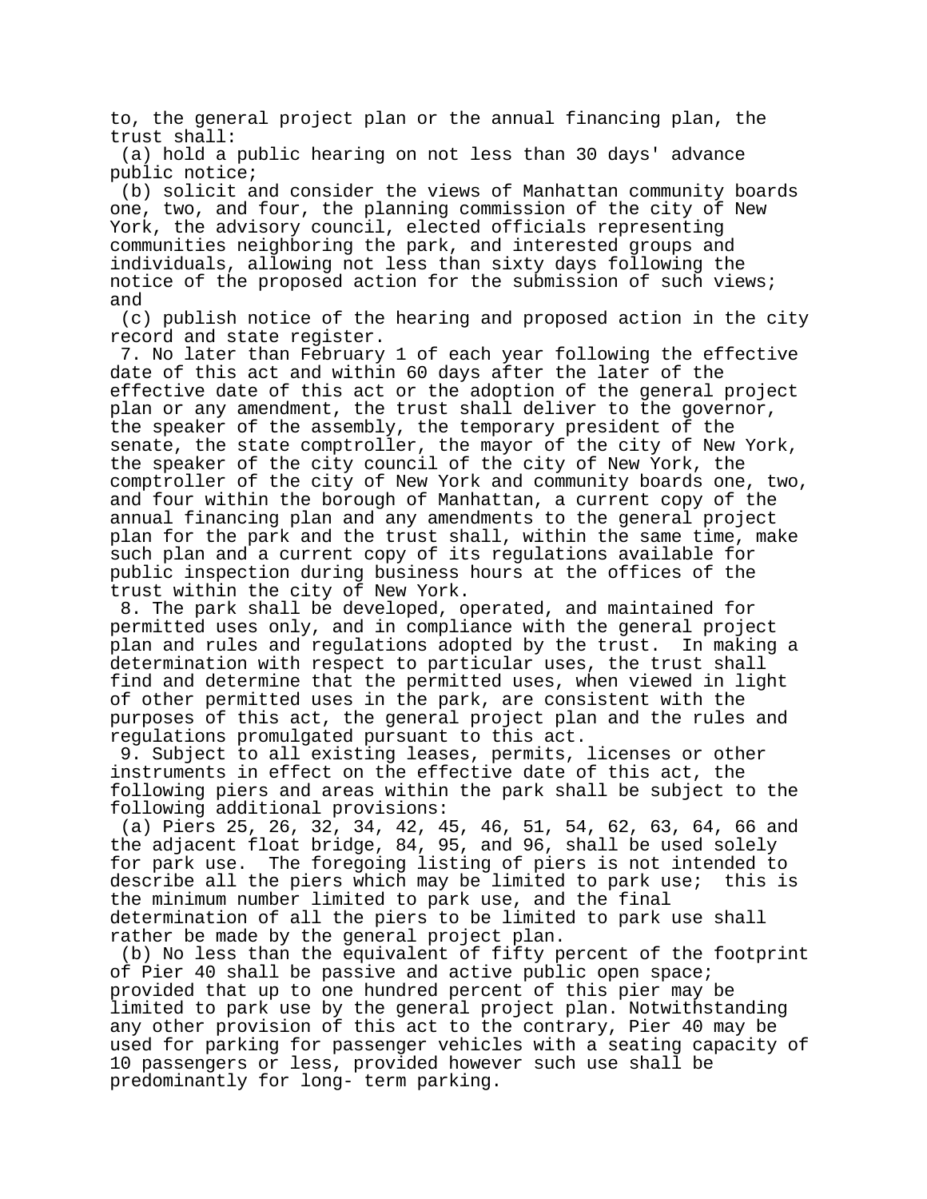to, the general project plan or the annual financing plan, the trust shall:

(a) hold a public hearing on not less than 30 days' advance public notice;

(b) solicit and consider the views of Manhattan community boards one, two, and four, the planning commission of the city of New York, the advisory council, elected officials representing communities neighboring the park, and interested groups and individuals, allowing not less than sixty days following the notice of the proposed action for the submission of such views; and

(c) publish notice of the hearing and proposed action in the city record and state register.

7. No later than February 1 of each year following the effective date of this act and within 60 days after the later of the effective date of this act or the adoption of the general project plan or any amendment, the trust shall deliver to the governor, the speaker of the assembly, the temporary president of the senate, the state comptroller, the mayor of the city of New York, the speaker of the city council of the city of New York, the comptroller of the city of New York and community boards one, two, and four within the borough of Manhattan, a current copy of the annual financing plan and any amendments to the general project plan for the park and the trust shall, within the same time, make such plan and a current copy of its regulations available for public inspection during business hours at the offices of the trust within the city of New York.

8. The park shall be developed, operated, and maintained for permitted uses only, and in compliance with the general project plan and rules and regulations adopted by the trust. In making a determination with respect to particular uses, the trust shall find and determine that the permitted uses, when viewed in light of other permitted uses in the park, are consistent with the purposes of this act, the general project plan and the rules and regulations promulgated pursuant to this act.

9. Subject to all existing leases, permits, licenses or other instruments in effect on the effective date of this act, the following piers and areas within the park shall be subject to the following additional provisions:

(a) Piers 25, 26, 32, 34, 42, 45, 46, 51, 54, 62, 63, 64, 66 and the adjacent float bridge, 84, 95, and 96, shall be used solely for park use. The foregoing listing of piers is not intended to describe all the piers which may be limited to park use; this is the minimum number limited to park use, and the final determination of all the piers to be limited to park use shall rather be made by the general project plan.

(b) No less than the equivalent of fifty percent of the footprint of Pier 40 shall be passive and active public open space; provided that up to one hundred percent of this pier may be limited to park use by the general project plan. Notwithstanding any other provision of this act to the contrary, Pier 40 may be used for parking for passenger vehicles with a seating capacity of 10 passengers or less, provided however such use shall be predominantly for long- term parking.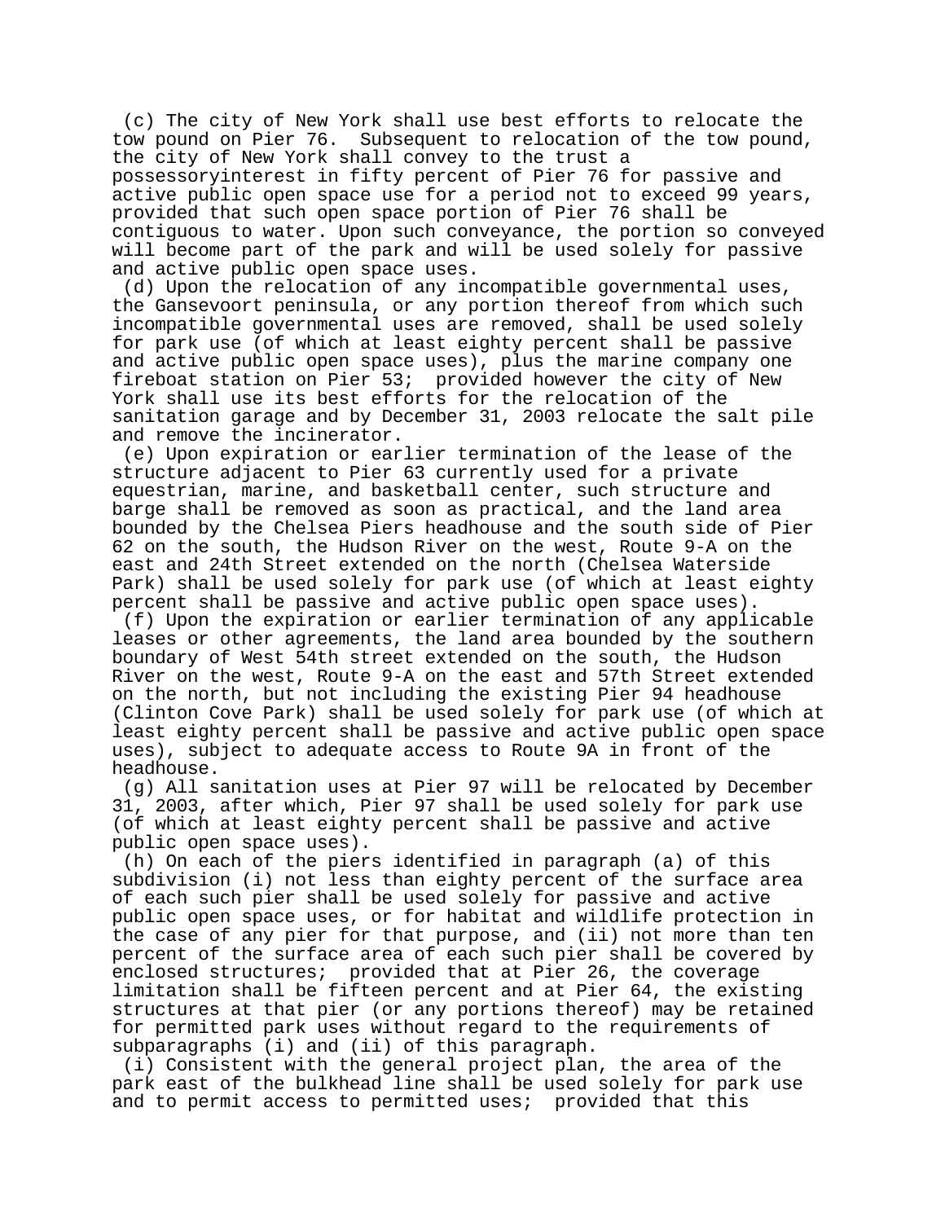(c) The city of New York shall use best efforts to relocate the tow pound on Pier 76. Subsequent to relocation of the tow pound, the city of New York shall convey to the trust a possessoryinterest in fifty percent of Pier 76 for passive and active public open space use for a period not to exceed 99 years, provided that such open space portion of Pier 76 shall be contiguous to water. Upon such conveyance, the portion so conveyed will become part of the park and will be used solely for passive and active public open space uses.

(d) Upon the relocation of any incompatible governmental uses, the Gansevoort peninsula, or any portion thereof from which such incompatible governmental uses are removed, shall be used solely for park use (of which at least eighty percent shall be passive and active public open space uses), plus the marine company one fireboat station on Pier 53; provided however the city of New York shall use its best efforts for the relocation of the sanitation garage and by December 31, 2003 relocate the salt pile and remove the incinerator.

(e) Upon expiration or earlier termination of the lease of the structure adjacent to Pier 63 currently used for a private equestrian, marine, and basketball center, such structure and barge shall be removed as soon as practical, and the land area bounded by the Chelsea Piers headhouse and the south side of Pier 62 on the south, the Hudson River on the west, Route 9-A on the east and 24th Street extended on the north (Chelsea Waterside Park) shall be used solely for park use (of which at least eighty percent shall be passive and active public open space uses).

(f) Upon the expiration or earlier termination of any applicable leases or other agreements, the land area bounded by the southern boundary of West 54th street extended on the south, the Hudson River on the west, Route 9-A on the east and 57th Street extended on the north, but not including the existing Pier 94 headhouse (Clinton Cove Park) shall be used solely for park use (of which at least eighty percent shall be passive and active public open space uses), subject to adequate access to Route 9A in front of the headhouse.

(g) All sanitation uses at Pier 97 will be relocated by December 31, 2003, after which, Pier 97 shall be used solely for park use (of which at least eighty percent shall be passive and active public open space uses).

(h) On each of the piers identified in paragraph (a) of this subdivision (i) not less than eighty percent of the surface area of each such pier shall be used solely for passive and active public open space uses, or for habitat and wildlife protection in the case of any pier for that purpose, and (ii) not more than ten percent of the surface area of each such pier shall be covered by enclosed structures; provided that at Pier 26, the coverage limitation shall be fifteen percent and at Pier 64, the existing structures at that pier (or any portions thereof) may be retained for permitted park uses without regard to the requirements of subparagraphs (i) and (ii) of this paragraph.

(i) Consistent with the general project plan, the area of the park east of the bulkhead line shall be used solely for park use and to permit access to permitted uses; provided that this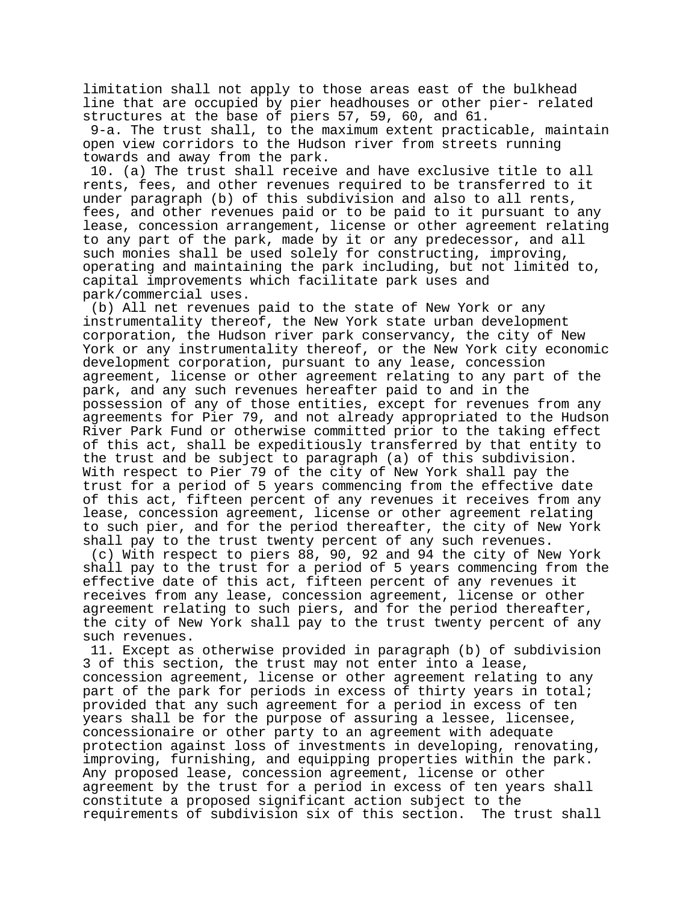limitation shall not apply to those areas east of the bulkhead line that are occupied by pier headhouses or other pier- related structures at the base of piers 57, 59, 60, and 61.

9-a. The trust shall, to the maximum extent practicable, maintain open view corridors to the Hudson river from streets running towards and away from the park.

10. (a) The trust shall receive and have exclusive title to all rents, fees, and other revenues required to be transferred to it under paragraph (b) of this subdivision and also to all rents, fees, and other revenues paid or to be paid to it pursuant to any lease, concession arrangement, license or other agreement relating to any part of the park, made by it or any predecessor, and all such monies shall be used solely for constructing, improving, operating and maintaining the park including, but not limited to, capital improvements which facilitate park uses and park/commercial uses.

(b) All net revenues paid to the state of New York or any instrumentality thereof, the New York state urban development corporation, the Hudson river park conservancy, the city of New York or any instrumentality thereof, or the New York city economic development corporation, pursuant to any lease, concession agreement, license or other agreement relating to any part of the park, and any such revenues hereafter paid to and in the possession of any of those entities, except for revenues from any agreements for Pier 79, and not already appropriated to the Hudson River Park Fund or otherwise committed prior to the taking effect of this act, shall be expeditiously transferred by that entity to the trust and be subject to paragraph (a) of this subdivision. With respect to Pier 79 of the city of New York shall pay the trust for a period of 5 years commencing from the effective date of this act, fifteen percent of any revenues it receives from any lease, concession agreement, license or other agreement relating to such pier, and for the period thereafter, the city of New York shall pay to the trust twenty percent of any such revenues.

(c) With respect to piers 88, 90, 92 and 94 the city of New York shall pay to the trust for a period of 5 years commencing from the effective date of this act, fifteen percent of any revenues it receives from any lease, concession agreement, license or other agreement relating to such piers, and for the period thereafter, the city of New York shall pay to the trust twenty percent of any such revenues.

11. Except as otherwise provided in paragraph (b) of subdivision 3 of this section, the trust may not enter into a lease, concession agreement, license or other agreement relating to any part of the park for periods in excess of thirty years in total; provided that any such agreement for a period in excess of ten years shall be for the purpose of assuring a lessee, licensee, concessionaire or other party to an agreement with adequate protection against loss of investments in developing, renovating, improving, furnishing, and equipping properties within the park. Any proposed lease, concession agreement, license or other agreement by the trust for a period in excess of ten years shall constitute a proposed significant action subject to the requirements of subdivision six of this section. The trust shall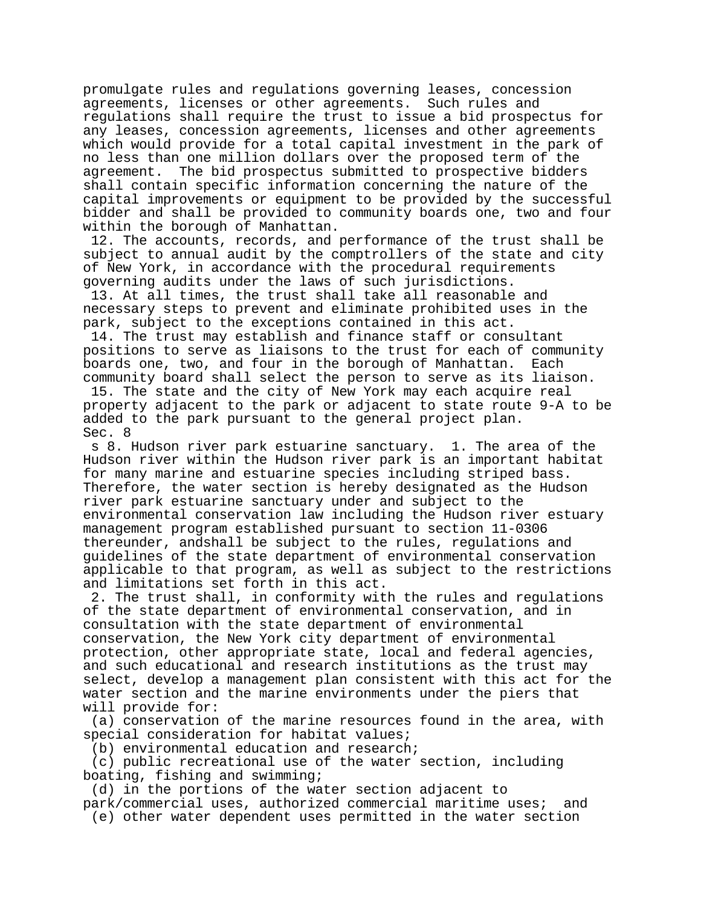promulgate rules and regulations governing leases, concession agreements, licenses or other agreements. Such rules and regulations shall require the trust to issue a bid prospectus for any leases, concession agreements, licenses and other agreements which would provide for a total capital investment in the park of no less than one million dollars over the proposed term of the agreement. The bid prospectus submitted to prospective bidders shall contain specific information concerning the nature of the capital improvements or equipment to be provided by the successful bidder and shall be provided to community boards one, two and four within the borough of Manhattan.

12. The accounts, records, and performance of the trust shall be subject to annual audit by the comptrollers of the state and city of New York, in accordance with the procedural requirements governing audits under the laws of such jurisdictions.

13. At all times, the trust shall take all reasonable and necessary steps to prevent and eliminate prohibited uses in the park, subject to the exceptions contained in this act.

14. The trust may establish and finance staff or consultant positions to serve as liaisons to the trust for each of community boards one, two, and four in the borough of Manhattan. Each community board shall select the person to serve as its liaison.

15. The state and the city of New York may each acquire real property adjacent to the park or adjacent to state route 9-A to be added to the park pursuant to the general project plan.

Sec. 8

s 8. Hudson river park estuarine sanctuary. 1. The area of the Hudson river within the Hudson river park is an important habitat for many marine and estuarine species including striped bass. Therefore, the water section is hereby designated as the Hudson river park estuarine sanctuary under and subject to the environmental conservation law including the Hudson river estuary management program established pursuant to section 11-0306 thereunder, andshall be subject to the rules, regulations and guidelines of the state department of environmental conservation applicable to that program, as well as subject to the restrictions and limitations set forth in this act.

2. The trust shall, in conformity with the rules and regulations of the state department of environmental conservation, and in consultation with the state department of environmental conservation, the New York city department of environmental protection, other appropriate state, local and federal agencies, and such educational and research institutions as the trust may select, develop a management plan consistent with this act for the water section and the marine environments under the piers that will provide for:

(a) conservation of the marine resources found in the area, with special consideration for habitat values;

(b) environmental education and research;

(c) public recreational use of the water section, including boating, fishing and swimming;

(d) in the portions of the water section adjacent to park/commercial uses, authorized commercial maritime uses; and

(e) other water dependent uses permitted in the water section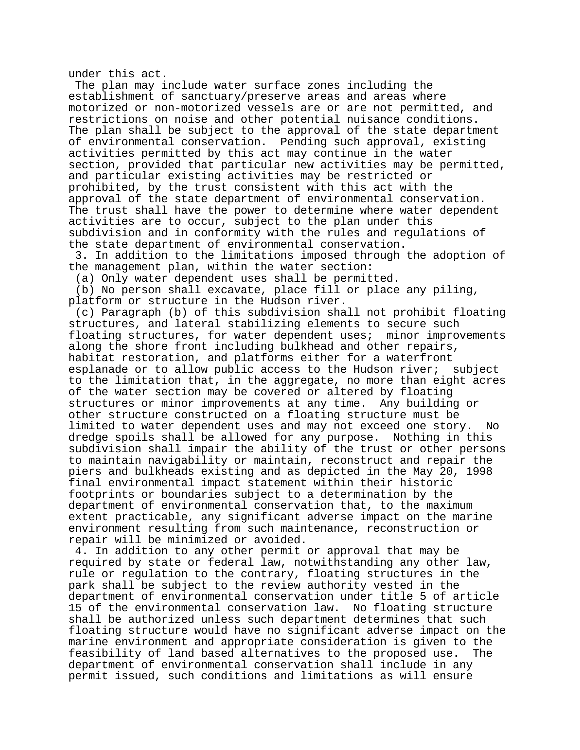under this act.

The plan may include water surface zones including the establishment of sanctuary/preserve areas and areas where motorized or non-motorized vessels are or are not permitted, and restrictions on noise and other potential nuisance conditions. The plan shall be subject to the approval of the state department of environmental conservation. Pending such approval, existing activities permitted by this act may continue in the water section, provided that particular new activities may be permitted, and particular existing activities may be restricted or prohibited, by the trust consistent with this act with the approval of the state department of environmental conservation. The trust shall have the power to determine where water dependent activities are to occur, subject to the plan under this subdivision and in conformity with the rules and regulations of the state department of environmental conservation.

3. In addition to the limitations imposed through the adoption of the management plan, within the water section:

(a) Only water dependent uses shall be permitted.

(b) No person shall excavate, place fill or place any piling, platform or structure in the Hudson river.

(c) Paragraph (b) of this subdivision shall not prohibit floating structures, and lateral stabilizing elements to secure such floating structures, for water dependent uses; minor improvements along the shore front including bulkhead and other repairs, habitat restoration, and platforms either for a waterfront esplanade or to allow public access to the Hudson river; subject to the limitation that, in the aggregate, no more than eight acres of the water section may be covered or altered by floating structures or minor improvements at any time. Any building or other structure constructed on a floating structure must be limited to water dependent uses and may not exceed one story. No dredge spoils shall be allowed for any purpose. Nothing in this subdivision shall impair the ability of the trust or other persons to maintain navigability or maintain, reconstruct and repair the piers and bulkheads existing and as depicted in the May 20, 1998 final environmental impact statement within their historic footprints or boundaries subject to a determination by the department of environmental conservation that, to the maximum extent practicable, any significant adverse impact on the marine environment resulting from such maintenance, reconstruction or repair will be minimized or avoided.

4. In addition to any other permit or approval that may be required by state or federal law, notwithstanding any other law, rule or regulation to the contrary, floating structures in the park shall be subject to the review authority vested in the department of environmental conservation under title 5 of article 15 of the environmental conservation law. No floating structure shall be authorized unless such department determines that such floating structure would have no significant adverse impact on the marine environment and appropriate consideration is given to the feasibility of land based alternatives to the proposed use. The department of environmental conservation shall include in any permit issued, such conditions and limitations as will ensure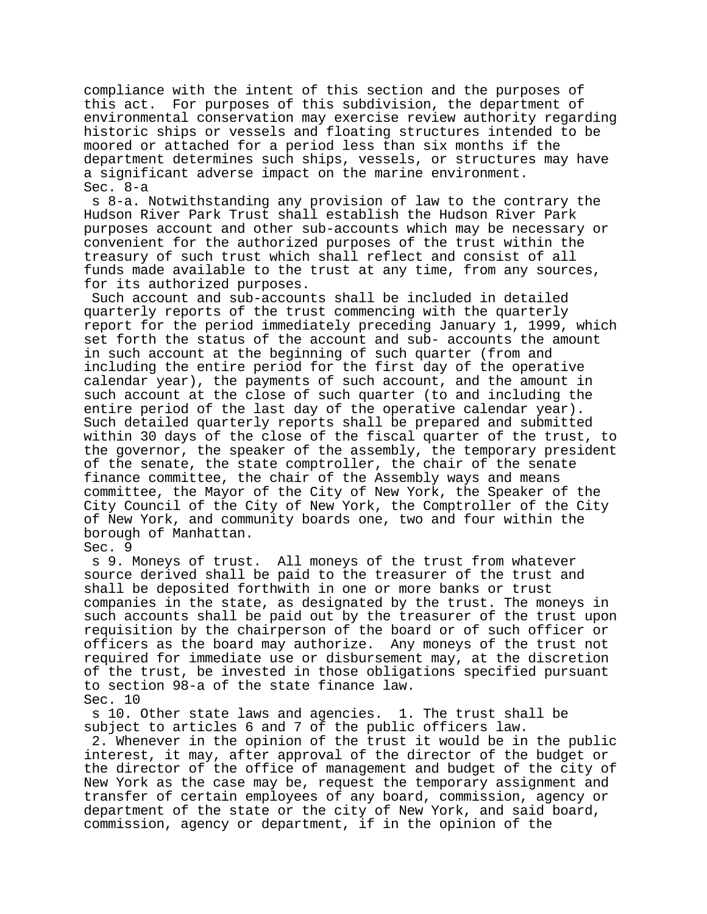compliance with the intent of this section and the purposes of this act. For purposes of this subdivision, the department of environmental conservation may exercise review authority regarding historic ships or vessels and floating structures intended to be moored or attached for a period less than six months if the department determines such ships, vessels, or structures may have a significant adverse impact on the marine environment.

Sec. 8-a

s 8-a. Notwithstanding any provision of law to the contrary the Hudson River Park Trust shall establish the Hudson River Park purposes account and other sub-accounts which may be necessary or convenient for the authorized purposes of the trust within the treasury of such trust which shall reflect and consist of all funds made available to the trust at any time, from any sources, for its authorized purposes.

Such account and sub-accounts shall be included in detailed quarterly reports of the trust commencing with the quarterly report for the period immediately preceding January 1, 1999, which set forth the status of the account and sub- accounts the amount in such account at the beginning of such quarter (from and including the entire period for the first day of the operative calendar year), the payments of such account, and the amount in such account at the close of such quarter (to and including the entire period of the last day of the operative calendar year). Such detailed quarterly reports shall be prepared and submitted within 30 days of the close of the fiscal quarter of the trust, to the governor, the speaker of the assembly, the temporary president of the senate, the state comptroller, the chair of the senate finance committee, the chair of the Assembly ways and means committee, the Mayor of the City of New York, the Speaker of the City Council of the City of New York, the Comptroller of the City of New York, and community boards one, two and four within the borough of Manhattan.

Sec. 9

s 9. Moneys of trust. All moneys of the trust from whatever source derived shall be paid to the treasurer of the trust and shall be deposited forthwith in one or more banks or trust companies in the state, as designated by the trust. The moneys in such accounts shall be paid out by the treasurer of the trust upon requisition by the chairperson of the board or of such officer or officers as the board may authorize. Any moneys of the trust not required for immediate use or disbursement may, at the discretion of the trust, be invested in those obligations specified pursuant to section 98-a of the state finance law.

Sec. 10

s 10. Other state laws and agencies. 1. The trust shall be subject to articles 6 and 7 of the public officers law.

2. Whenever in the opinion of the trust it would be in the public interest, it may, after approval of the director of the budget or the director of the office of management and budget of the city of New York as the case may be, request the temporary assignment and transfer of certain employees of any board, commission, agency or department of the state or the city of New York, and said board, commission, agency or department, if in the opinion of the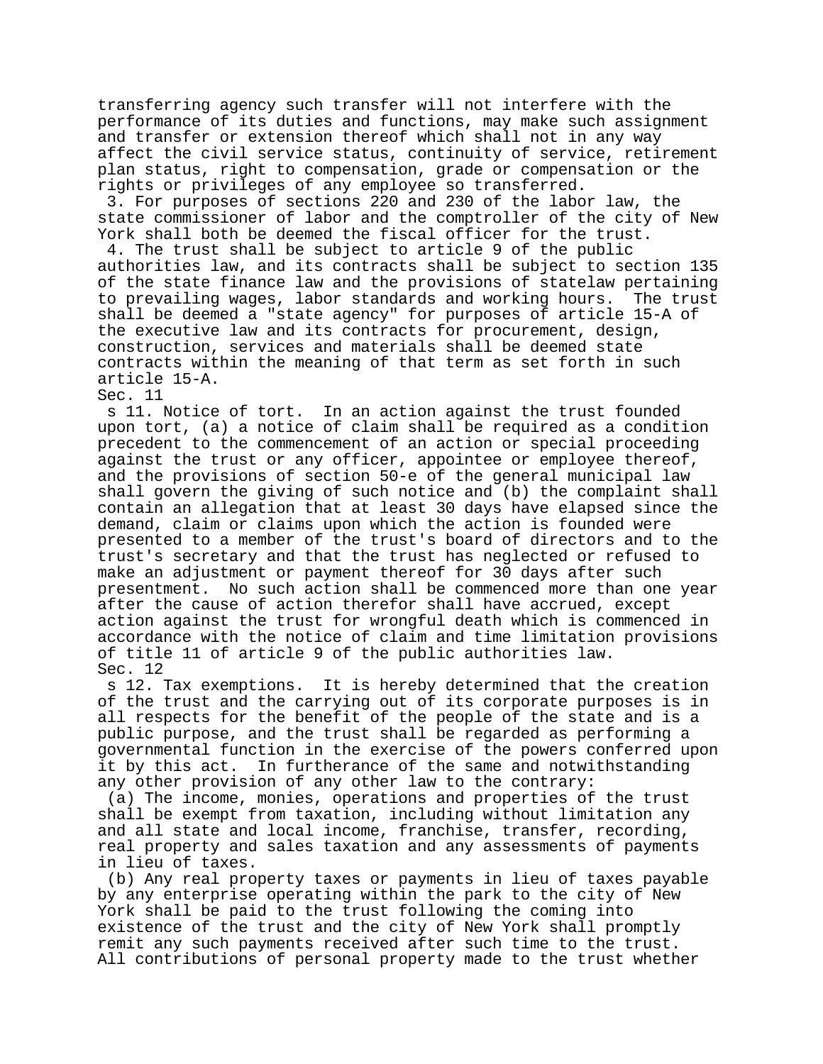transferring agency such transfer will not interfere with the performance of its duties and functions, may make such assignment and transfer or extension thereof which shall not in any way affect the civil service status, continuity of service, retirement plan status, right to compensation, grade or compensation or the rights or privileges of any employee so transferred.

3. For purposes of sections 220 and 230 of the labor law, the state commissioner of labor and the comptroller of the city of New York shall both be deemed the fiscal officer for the trust.

4. The trust shall be subject to article 9 of the public authorities law, and its contracts shall be subject to section 135 of the state finance law and the provisions of statelaw pertaining to prevailing wages, labor standards and working hours. The trust shall be deemed a "state agency" for purposes of article 15-A of the executive law and its contracts for procurement, design, construction, services and materials shall be deemed state contracts within the meaning of that term as set forth in such article 15-A.

Sec. 11

s 11. Notice of tort. In an action against the trust founded upon tort, (a) a notice of claim shall be required as a condition precedent to the commencement of an action or special proceeding against the trust or any officer, appointee or employee thereof, and the provisions of section 50-e of the general municipal law shall govern the giving of such notice and (b) the complaint shall contain an allegation that at least 30 days have elapsed since the demand, claim or claims upon which the action is founded were presented to a member of the trust's board of directors and to the trust's secretary and that the trust has neglected or refused to make an adjustment or payment thereof for 30 days after such presentment. No such action shall be commenced more than one year after the cause of action therefor shall have accrued, except action against the trust for wrongful death which is commenced in accordance with the notice of claim and time limitation provisions of title 11 of article 9 of the public authorities law.

Sec. 12

s 12. Tax exemptions. It is hereby determined that the creation of the trust and the carrying out of its corporate purposes is in all respects for the benefit of the people of the state and is a public purpose, and the trust shall be regarded as performing a governmental function in the exercise of the powers conferred upon it by this act. In furtherance of the same and notwithstanding any other provision of any other law to the contrary:

(a) The income, monies, operations and properties of the trust shall be exempt from taxation, including without limitation any and all state and local income, franchise, transfer, recording, real property and sales taxation and any assessments of payments in lieu of taxes.

(b) Any real property taxes or payments in lieu of taxes payable by any enterprise operating within the park to the city of New York shall be paid to the trust following the coming into existence of the trust and the city of New York shall promptly remit any such payments received after such time to the trust. All contributions of personal property made to the trust whether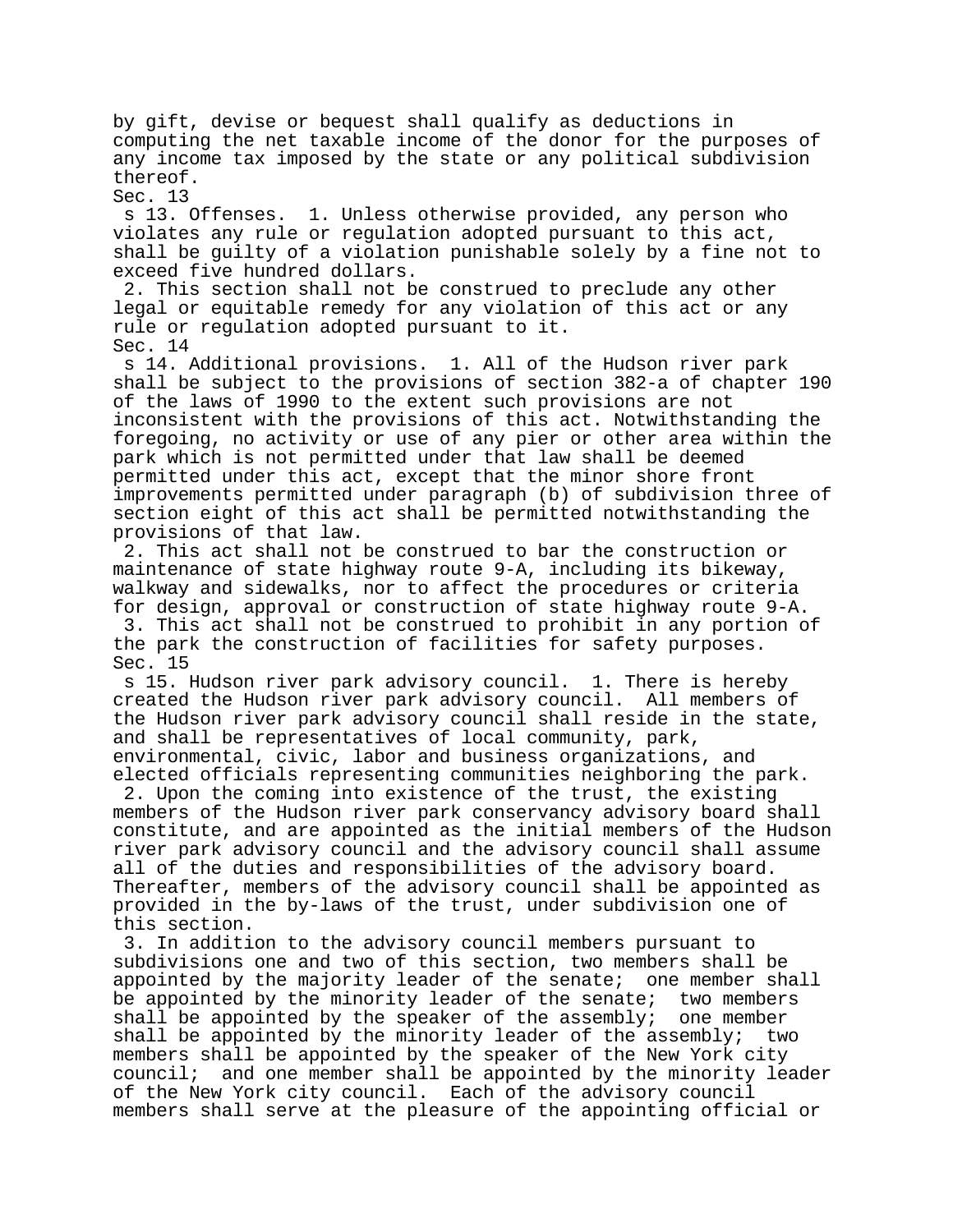by gift, devise or bequest shall qualify as deductions in computing the net taxable income of the donor for the purposes of any income tax imposed by the state or any political subdivision thereof.

Sec. 13

s 13. Offenses. 1. Unless otherwise provided, any person who violates any rule or regulation adopted pursuant to this act, shall be guilty of a violation punishable solely by a fine not to exceed five hundred dollars.

2. This section shall not be construed to preclude any other legal or equitable remedy for any violation of this act or any rule or regulation adopted pursuant to it.

Sec. 14

s 14. Additional provisions. 1. All of the Hudson river park shall be subject to the provisions of section 382-a of chapter 190 of the laws of 1990 to the extent such provisions are not inconsistent with the provisions of this act. Notwithstanding the foregoing, no activity or use of any pier or other area within the park which is not permitted under that law shall be deemed permitted under this act, except that the minor shore front improvements permitted under paragraph (b) of subdivision three of section eight of this act shall be permitted notwithstanding the provisions of that law.

2. This act shall not be construed to bar the construction or maintenance of state highway route 9-A, including its bikeway, walkway and sidewalks, nor to affect the procedures or criteria for design, approval or construction of state highway route 9-A.

3. This act shall not be construed to prohibit in any portion of the park the construction of facilities for safety purposes.

Sec. 15

s 15. Hudson river park advisory council. 1. There is hereby created the Hudson river park advisory council. All members of the Hudson river park advisory council shall reside in the state, and shall be representatives of local community, park, environmental, civic, labor and business organizations, and elected officials representing communities neighboring the park.

2. Upon the coming into existence of the trust, the existing members of the Hudson river park conservancy advisory board shall constitute, and are appointed as the initial members of the Hudson river park advisory council and the advisory council shall assume all of the duties and responsibilities of the advisory board. Thereafter, members of the advisory council shall be appointed as provided in the by-laws of the trust, under subdivision one of this section.

3. In addition to the advisory council members pursuant to subdivisions one and two of this section, two members shall be appointed by the majority leader of the senate; one member shall be appointed by the minority leader of the senate; two members shall be appointed by the speaker of the assembly; one member shall be appointed by the minority leader of the assembly; two members shall be appointed by the speaker of the New York city council; and one member shall be appointed by the minority leader of the New York city council. Each of the advisory council members shall serve at the pleasure of the appointing official or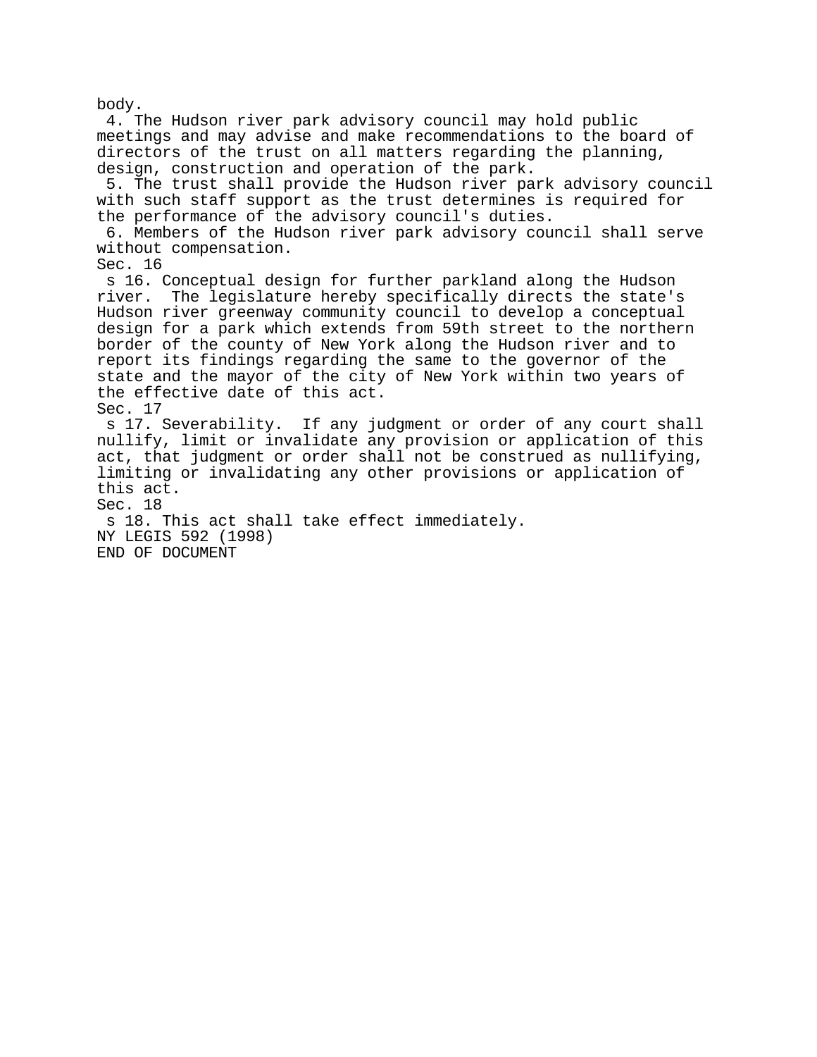body.

4. The Hudson river park advisory council may hold public meetings and may advise and make recommendations to the board of directors of the trust on all matters regarding the planning, design, construction and operation of the park.

5. The trust shall provide the Hudson river park advisory council with such staff support as the trust determines is required for the performance of the advisory council's duties.

6. Members of the Hudson river park advisory council shall serve without compensation.

Sec. 16

s 16. Conceptual design for further parkland along the Hudson river. The legislature hereby specifically directs the state's Hudson river greenway community council to develop a conceptual design for a park which extends from 59th street to the northern border of the county of New York along the Hudson river and to report its findings regarding the same to the governor of the state and the mayor of the city of New York within two years of the effective date of this act.

Sec. 17

s 17. Severability. If any judgment or order of any court shall nullify, limit or invalidate any provision or application of this act, that judgment or order shall not be construed as nullifying, limiting or invalidating any other provisions or application of this act.

Sec. 18

s 18. This act shall take effect immediately.

NY LEGIS 592 (1998)

END OF DOCUMENT